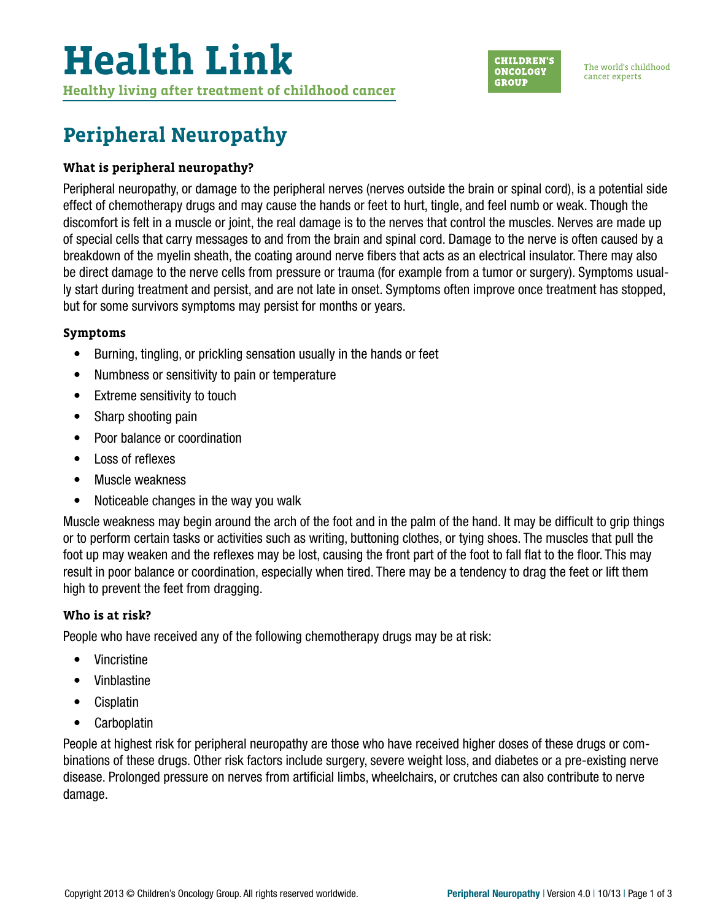# Health Link

**Healthy living after treatment of childhood cancer**

CHILDREN'S ONCOLOGY GROUP

The world's childhood cancer experts

## Peripheral Neuropathy

### What is peripheral neuropathy?

Peripheral neuropathy, or damage to the peripheral nerves (nerves outside the brain or spinal cord), is a potential side effect of chemotherapy drugs and may cause the hands or feet to hurt, tingle, and feel numb or weak. Though the discomfort is felt in a muscle or joint, the real damage is to the nerves that control the muscles. Nerves are made up of special cells that carry messages to and from the brain and spinal cord. Damage to the nerve is often caused by a breakdown of the myelin sheath, the coating around nerve fibers that acts as an electrical insulator. There may also be direct damage to the nerve cells from pressure or trauma (for example from a tumor or surgery). Symptoms usually start during treatment and persist, and are not late in onset. Symptoms often improve once treatment has stopped, but for some survivors symptoms may persist for months or years.

### Symptoms

- Burning, tingling, or prickling sensation usually in the hands or feet
- Numbness or sensitivity to pain or temperature
- Extreme sensitivity to touch
- Sharp shooting pain
- Poor balance or coordination
- Loss of reflexes
- Muscle weakness
- Noticeable changes in the way you walk

Muscle weakness may begin around the arch of the foot and in the palm of the hand. It may be difficult to grip things or to perform certain tasks or activities such as writing, buttoning clothes, or tying shoes. The muscles that pull the foot up may weaken and the reflexes may be lost, causing the front part of the foot to fall flat to the floor. This may result in poor balance or coordination, especially when tired. There may be a tendency to drag the feet or lift them high to prevent the feet from dragging.

### Who is at risk?

People who have received any of the following chemotherapy drugs may be at risk:

- Vincristine
- Vinblastine
- Cisplatin
- Carboplatin

People at highest risk for peripheral neuropathy are those who have received higher doses of these drugs or combinations of these drugs. Other risk factors include surgery, severe weight loss, and diabetes or a pre-existing nerve disease. Prolonged pressure on nerves from artificial limbs, wheelchairs, or crutches can also contribute to nerve damage.

Copyright 2013 © Children's Oncology Group. All rights reserved worldwide.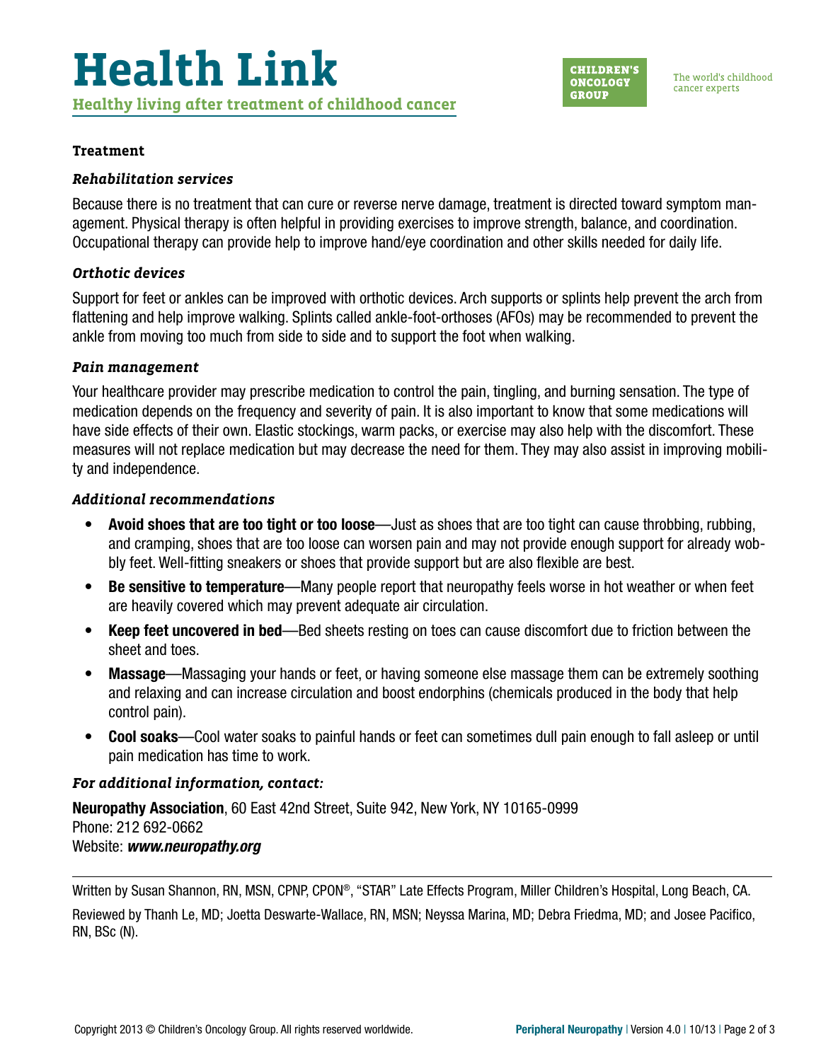### Treatment

#### *Rehabilitation services*

Because there is no treatment that can cure or reverse nerve damage, treatment is directed toward symptom management. Physical therapy is often helpful in providing exercises to improve strength, balance, and coordination. Occupational therapy can provide help to improve hand/eye coordination and other skills needed for daily life.

#### *Orthotic devices*

Support for feet or ankles can be improved with orthotic devices. Arch supports or splints help prevent the arch from flattening and help improve walking. Splints called ankle-foot-orthoses (AFOs) may be recommended to prevent the ankle from moving too much from side to side and to support the foot when walking.

#### *Pain management*

Your healthcare provider may prescribe medication to control the pain, tingling, and burning sensation. The type of medication depends on the frequency and severity of pain. It is also important to know that some medications will have side effects of their own. Elastic stockings, warm packs, or exercise may also help with the discomfort. These measures will not replace medication but may decrease the need for them. They may also assist in improving mobility and independence.

#### *Additional recommendations*

- **Avoid shoes that are too tight or too loose**—Just as shoes that are too tight can cause throbbing, rubbing, and cramping, shoes that are too loose can worsen pain and may not provide enough support for already wobbly feet. Well-fitting sneakers or shoes that provide support but are also flexible are best.
- **Be sensitive to temperature**—Many people report that neuropathy feels worse in hot weather or when feet are heavily covered which may prevent adequate air circulation.
- **Keep feet uncovered in bed**—Bed sheets resting on toes can cause discomfort due to friction between the sheet and toes.
- **Massage**—Massaging your hands or feet, or having someone else massage them can be extremely soothing and relaxing and can increase circulation and boost endorphins (chemicals produced in the body that help control pain).
- **Cool soaks**—Cool water soaks to painful hands or feet can sometimes dull pain enough to fall asleep or until pain medication has time to work.

#### *For additional information, contact:*

**Neuropathy Association**, 60 East 42nd Street, Suite 942, New York, NY 10165-0999
Phone: 212 692-0662
Website: ***www.neuropathy.org***

---

Written by Susan Shannon, RN, MSN, CPNP, CPON®, "STAR" Late Effects Program, Miller Children's Hospital, Long Beach, CA.

Reviewed by Thanh Le, MD; Joetta Deswarte-Wallace, RN, MSN; Neyssa Marina, MD; Debra Friedma, MD; and Josee Pacifico, RN, BSc (N).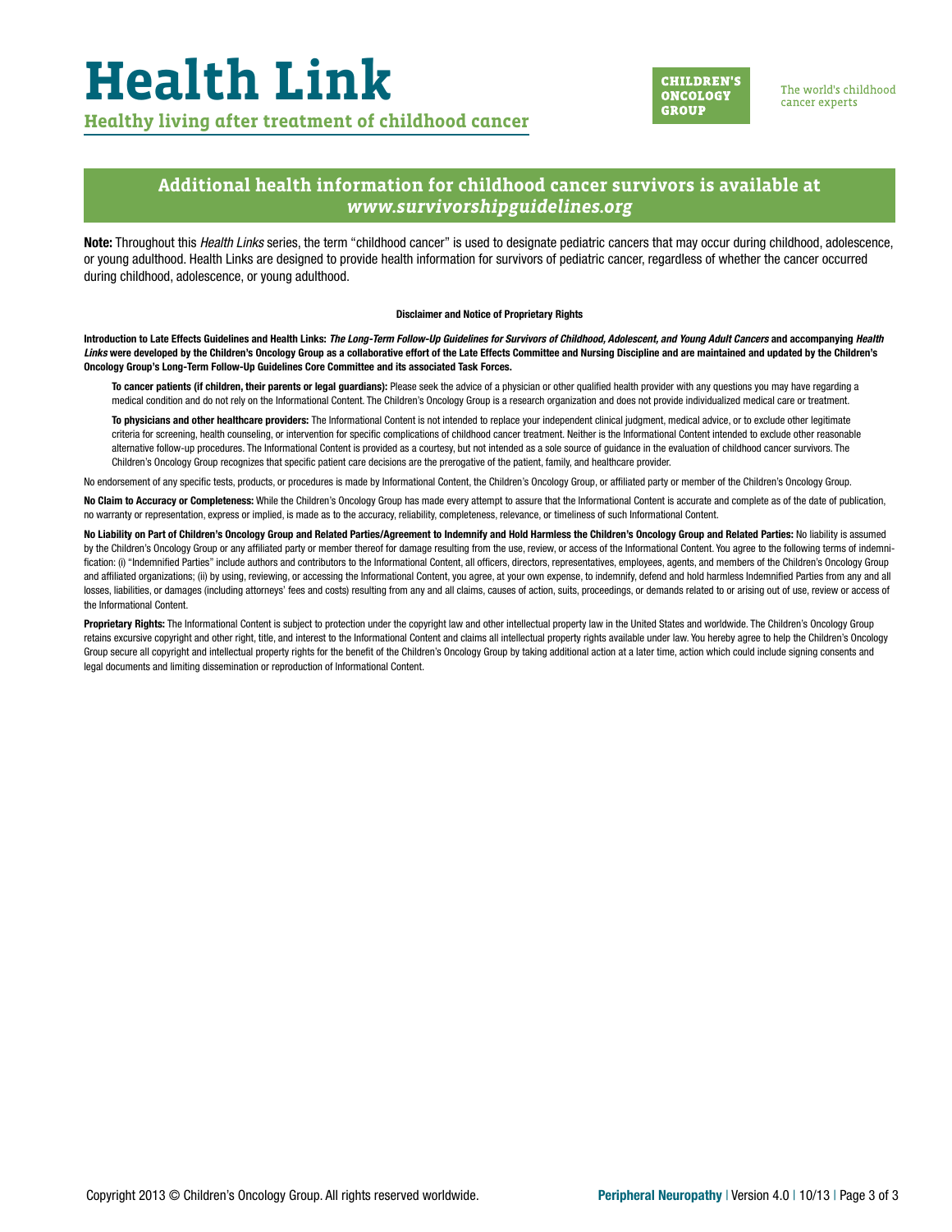# Health Link

## Healthy living after treatment of childhood cancer

CHILDREN'S ONCOLOGY GROUP

The world's childhood cancer experts

**Additional health information for childhood cancer survivors is available at *www.survivorshipguidelines.org***

**Note:** Throughout this *Health Links* series, the term "childhood cancer" is used to designate pediatric cancers that may occur during childhood, adolescence, or young adulthood. Health Links are designed to provide health information for survivors of pediatric cancer, regardless of whether the cancer occurred during childhood, adolescence, or young adulthood.

**Disclaimer and Notice of Proprietary Rights**

**Introduction to Late Effects Guidelines and Health Links:** ***The Long-Term Follow-Up Guidelines for Survivors of Childhood, Adolescent, and Young Adult Cancers*** **and accompanying *Health Links* were developed by the Children's Oncology Group as a collaborative effort of the Late Effects Committee and Nursing Discipline and are maintained and updated by the Children's Oncology Group's Long-Term Follow-Up Guidelines Core Committee and its associated Task Forces.**

**To cancer patients (if children, their parents or legal guardians):** Please seek the advice of a physician or other qualified health provider with any questions you may have regarding a medical condition and do not rely on the Informational Content. The Children's Oncology Group is a research organization and does not provide individualized medical care or treatment.

**To physicians and other healthcare providers:** The Informational Content is not intended to replace your independent clinical judgment, medical advice, or to exclude other legitimate criteria for screening, health counseling, or intervention for specific complications of childhood cancer treatment. Neither is the Informational Content intended to exclude other reasonable alternative follow-up procedures. The Informational Content is provided as a courtesy, but not intended as a sole source of guidance in the evaluation of childhood cancer survivors. The Children's Oncology Group recognizes that specific patient care decisions are the prerogative of the patient, family, and healthcare provider.

No endorsement of any specific tests, products, or procedures is made by Informational Content, the Children's Oncology Group, or affiliated party or member of the Children's Oncology Group.

**No Claim to Accuracy or Completeness:** While the Children's Oncology Group has made every attempt to assure that the Informational Content is accurate and complete as of the date of publication, no warranty or representation, express or implied, is made as to the accuracy, reliability, completeness, relevance, or timeliness of such Informational Content.

**No Liability on Part of Children's Oncology Group and Related Parties/Agreement to Indemnify and Hold Harmless the Children's Oncology Group and Related Parties:** No liability is assumed by the Children's Oncology Group or any affiliated party or member thereof for damage resulting from the use, review, or access of the Informational Content. You agree to the following terms of indemnification: (i) "Indemnified Parties" include authors and contributors to the Informational Content, all officers, directors, representatives, employees, agents, and members of the Children's Oncology Group and affiliated organizations; (ii) by using, reviewing, or accessing the Informational Content, you agree, at your own expense, to indemnify, defend and hold harmless Indemnified Parties from any and all losses, liabilities, or damages (including attorneys' fees and costs) resulting from any and all claims, causes of action, suits, proceedings, or demands related to or arising out of use, review or access of the Informational Content.

**Proprietary Rights:** The Informational Content is subject to protection under the copyright law and other intellectual property law in the United States and worldwide. The Children's Oncology Group retains excursive copyright and other right, title, and interest to the Informational Content and claims all intellectual property rights available under law. You hereby agree to help the Children's Oncology Group secure all copyright and intellectual property rights for the benefit of the Children's Oncology Group by taking additional action at a later time, action which could include signing consents and legal documents and limiting dissemination or reproduction of Informational Content.

Copyright 2013 © Children's Oncology Group. All rights reserved worldwide.